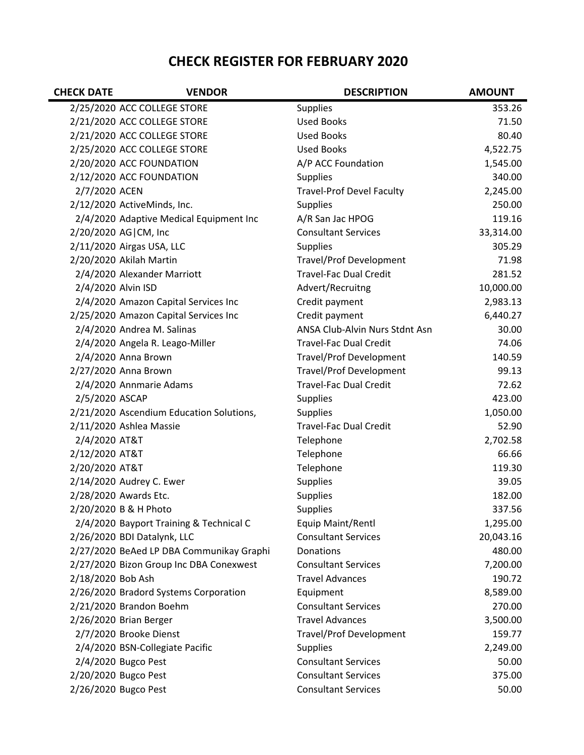# CHECK REGISTER FOR FEBRUARY 2020

| CHECK DATE | VENDOR | DESCRIPTION | AMOUNT |
|---|---|---|---|
| 2/25/2020 | ACC COLLEGE STORE | Supplies | 353.26 |
| 2/21/2020 | ACC COLLEGE STORE | Used Books | 71.50 |
| 2/21/2020 | ACC COLLEGE STORE | Used Books | 80.40 |
| 2/25/2020 | ACC COLLEGE STORE | Used Books | 4,522.75 |
| 2/20/2020 | ACC FOUNDATION | A/P ACC Foundation | 1,545.00 |
| 2/12/2020 | ACC FOUNDATION | Supplies | 340.00 |
| 2/7/2020 | ACEN | Travel-Prof Devel Faculty | 2,245.00 |
| 2/12/2020 | ActiveMinds, Inc. | Supplies | 250.00 |
| 2/4/2020 | Adaptive Medical Equipment Inc | A/R San Jac HPOG | 119.16 |
| 2/20/2020 | AG\|CM, Inc | Consultant Services | 33,314.00 |
| 2/11/2020 | Airgas USA, LLC | Supplies | 305.29 |
| 2/20/2020 | Akilah Martin | Travel/Prof Development | 71.98 |
| 2/4/2020 | Alexander Marriott | Travel-Fac Dual Credit | 281.52 |
| 2/4/2020 | Alvin ISD | Advert/Recruitng | 10,000.00 |
| 2/4/2020 | Amazon Capital Services Inc | Credit payment | 2,983.13 |
| 2/25/2020 | Amazon Capital Services Inc | Credit payment | 6,440.27 |
| 2/4/2020 | Andrea M. Salinas | ANSA Club-Alvin Nurs Stdnt Asn | 30.00 |
| 2/4/2020 | Angela R. Leago-Miller | Travel-Fac Dual Credit | 74.06 |
| 2/4/2020 | Anna Brown | Travel/Prof Development | 140.59 |
| 2/27/2020 | Anna Brown | Travel/Prof Development | 99.13 |
| 2/4/2020 | Annmarie Adams | Travel-Fac Dual Credit | 72.62 |
| 2/5/2020 | ASCAP | Supplies | 423.00 |
| 2/21/2020 | Ascendium Education Solutions, | Supplies | 1,050.00 |
| 2/11/2020 | Ashlea Massie | Travel-Fac Dual Credit | 52.90 |
| 2/4/2020 | AT&T | Telephone | 2,702.58 |
| 2/12/2020 | AT&T | Telephone | 66.66 |
| 2/20/2020 | AT&T | Telephone | 119.30 |
| 2/14/2020 | Audrey C. Ewer | Supplies | 39.05 |
| 2/28/2020 | Awards Etc. | Supplies | 182.00 |
| 2/20/2020 | B & H Photo | Supplies | 337.56 |
| 2/4/2020 | Bayport Training & Technical C | Equip Maint/Rentl | 1,295.00 |
| 2/26/2020 | BDI Datalynk, LLC | Consultant Services | 20,043.16 |
| 2/27/2020 | BeAed LP DBA Communikay Graphi | Donations | 480.00 |
| 2/27/2020 | Bizon Group Inc DBA Conexwest | Consultant Services | 7,200.00 |
| 2/18/2020 | Bob Ash | Travel Advances | 190.72 |
| 2/26/2020 | Bradord Systems Corporation | Equipment | 8,589.00 |
| 2/21/2020 | Brandon Boehm | Consultant Services | 270.00 |
| 2/26/2020 | Brian Berger | Travel Advances | 3,500.00 |
| 2/7/2020 | Brooke Dienst | Travel/Prof Development | 159.77 |
| 2/4/2020 | BSN-Collegiate Pacific | Supplies | 2,249.00 |
| 2/4/2020 | Bugco Pest | Consultant Services | 50.00 |
| 2/20/2020 | Bugco Pest | Consultant Services | 375.00 |
| 2/26/2020 | Bugco Pest | Consultant Services | 50.00 |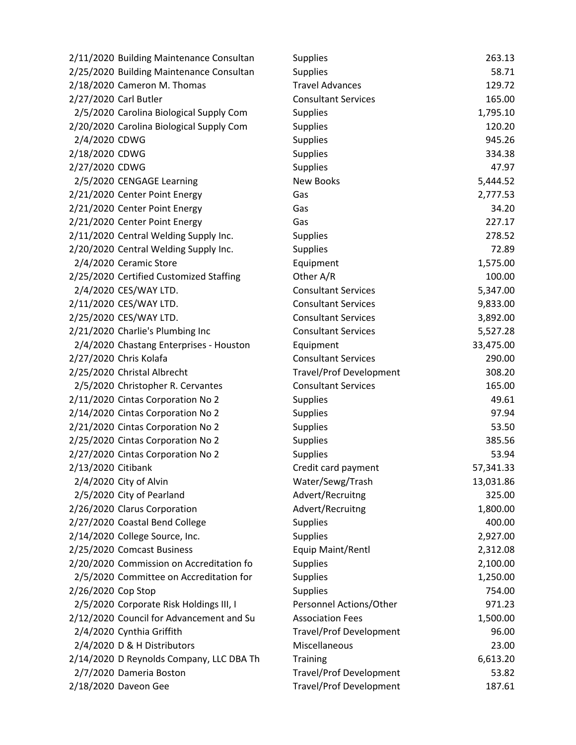| | | | |
|---|---|---|---|
| 2/11/2020 | Building Maintenance Consultan | Supplies | 263.13 |
| 2/25/2020 | Building Maintenance Consultan | Supplies | 58.71 |
| 2/18/2020 | Cameron M. Thomas | Travel Advances | 129.72 |
| 2/27/2020 | Carl Butler | Consultant Services | 165.00 |
| 2/5/2020 | Carolina Biological Supply Com | Supplies | 1,795.10 |
| 2/20/2020 | Carolina Biological Supply Com | Supplies | 120.20 |
| 2/4/2020 | CDWG | Supplies | 945.26 |
| 2/18/2020 | CDWG | Supplies | 334.38 |
| 2/27/2020 | CDWG | Supplies | 47.97 |
| 2/5/2020 | CENGAGE Learning | New Books | 5,444.52 |
| 2/21/2020 | Center Point Energy | Gas | 2,777.53 |
| 2/21/2020 | Center Point Energy | Gas | 34.20 |
| 2/21/2020 | Center Point Energy | Gas | 227.17 |
| 2/11/2020 | Central Welding Supply Inc. | Supplies | 278.52 |
| 2/20/2020 | Central Welding Supply Inc. | Supplies | 72.89 |
| 2/4/2020 | Ceramic Store | Equipment | 1,575.00 |
| 2/25/2020 | Certified Customized Staffing | Other A/R | 100.00 |
| 2/4/2020 | CES/WAY LTD. | Consultant Services | 5,347.00 |
| 2/11/2020 | CES/WAY LTD. | Consultant Services | 9,833.00 |
| 2/25/2020 | CES/WAY LTD. | Consultant Services | 3,892.00 |
| 2/21/2020 | Charlie's Plumbing Inc | Consultant Services | 5,527.28 |
| 2/4/2020 | Chastang Enterprises - Houston | Equipment | 33,475.00 |
| 2/27/2020 | Chris Kolafa | Consultant Services | 290.00 |
| 2/25/2020 | Christal Albrecht | Travel/Prof Development | 308.20 |
| 2/5/2020 | Christopher R. Cervantes | Consultant Services | 165.00 |
| 2/11/2020 | Cintas Corporation No 2 | Supplies | 49.61 |
| 2/14/2020 | Cintas Corporation No 2 | Supplies | 97.94 |
| 2/21/2020 | Cintas Corporation No 2 | Supplies | 53.50 |
| 2/25/2020 | Cintas Corporation No 2 | Supplies | 385.56 |
| 2/27/2020 | Cintas Corporation No 2 | Supplies | 53.94 |
| 2/13/2020 | Citibank | Credit card payment | 57,341.33 |
| 2/4/2020 | City of Alvin | Water/Sewg/Trash | 13,031.86 |
| 2/5/2020 | City of Pearland | Advert/Recruitng | 325.00 |
| 2/26/2020 | Clarus Corporation | Advert/Recruitng | 1,800.00 |
| 2/27/2020 | Coastal Bend College | Supplies | 400.00 |
| 2/14/2020 | College Source, Inc. | Supplies | 2,927.00 |
| 2/25/2020 | Comcast Business | Equip Maint/Rentl | 2,312.08 |
| 2/20/2020 | Commission on Accreditation fo | Supplies | 2,100.00 |
| 2/5/2020 | Committee on Accreditation for | Supplies | 1,250.00 |
| 2/26/2020 | Cop Stop | Supplies | 754.00 |
| 2/5/2020 | Corporate Risk Holdings III, I | Personnel Actions/Other | 971.23 |
| 2/12/2020 | Council for Advancement and Su | Association Fees | 1,500.00 |
| 2/4/2020 | Cynthia Griffith | Travel/Prof Development | 96.00 |
| 2/4/2020 | D & H Distributors | Miscellaneous | 23.00 |
| 2/14/2020 | D Reynolds Company, LLC DBA Th | Training | 6,613.20 |
| 2/7/2020 | Dameria Boston | Travel/Prof Development | 53.82 |
| 2/18/2020 | Daveon Gee | Travel/Prof Development | 187.61 |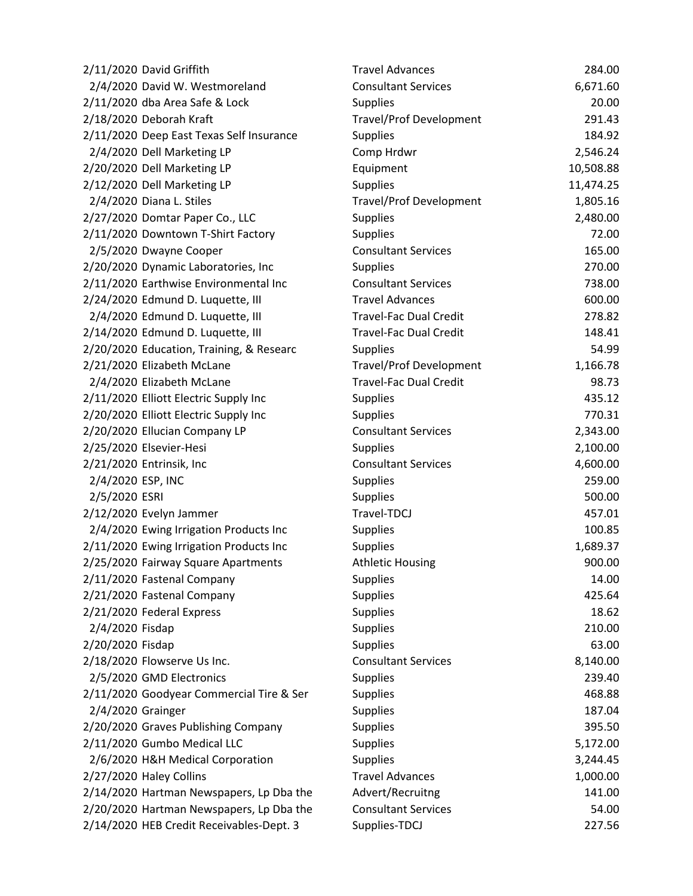| | | | |
|---|---|---|---|
| 2/11/2020 | David Griffith | Travel Advances | 284.00 |
| 2/4/2020 | David W. Westmoreland | Consultant Services | 6,671.60 |
| 2/11/2020 | dba Area Safe & Lock | Supplies | 20.00 |
| 2/18/2020 | Deborah Kraft | Travel/Prof Development | 291.43 |
| 2/11/2020 | Deep East Texas Self Insurance | Supplies | 184.92 |
| 2/4/2020 | Dell Marketing LP | Comp Hrdwr | 2,546.24 |
| 2/20/2020 | Dell Marketing LP | Equipment | 10,508.88 |
| 2/12/2020 | Dell Marketing LP | Supplies | 11,474.25 |
| 2/4/2020 | Diana L. Stiles | Travel/Prof Development | 1,805.16 |
| 2/27/2020 | Domtar Paper Co., LLC | Supplies | 2,480.00 |
| 2/11/2020 | Downtown T-Shirt Factory | Supplies | 72.00 |
| 2/5/2020 | Dwayne Cooper | Consultant Services | 165.00 |
| 2/20/2020 | Dynamic Laboratories, Inc | Supplies | 270.00 |
| 2/11/2020 | Earthwise Environmental Inc | Consultant Services | 738.00 |
| 2/24/2020 | Edmund D. Luquette, III | Travel Advances | 600.00 |
| 2/4/2020 | Edmund D. Luquette, III | Travel-Fac Dual Credit | 278.82 |
| 2/14/2020 | Edmund D. Luquette, III | Travel-Fac Dual Credit | 148.41 |
| 2/20/2020 | Education, Training, & Researc | Supplies | 54.99 |
| 2/21/2020 | Elizabeth McLane | Travel/Prof Development | 1,166.78 |
| 2/4/2020 | Elizabeth McLane | Travel-Fac Dual Credit | 98.73 |
| 2/11/2020 | Elliott Electric Supply Inc | Supplies | 435.12 |
| 2/20/2020 | Elliott Electric Supply Inc | Supplies | 770.31 |
| 2/20/2020 | Ellucian Company LP | Consultant Services | 2,343.00 |
| 2/25/2020 | Elsevier-Hesi | Supplies | 2,100.00 |
| 2/21/2020 | Entrinsik, Inc | Consultant Services | 4,600.00 |
| 2/4/2020 | ESP, INC | Supplies | 259.00 |
| 2/5/2020 | ESRI | Supplies | 500.00 |
| 2/12/2020 | Evelyn Jammer | Travel-TDCJ | 457.01 |
| 2/4/2020 | Ewing Irrigation Products Inc | Supplies | 100.85 |
| 2/11/2020 | Ewing Irrigation Products Inc | Supplies | 1,689.37 |
| 2/25/2020 | Fairway Square Apartments | Athletic Housing | 900.00 |
| 2/11/2020 | Fastenal Company | Supplies | 14.00 |
| 2/21/2020 | Fastenal Company | Supplies | 425.64 |
| 2/21/2020 | Federal Express | Supplies | 18.62 |
| 2/4/2020 | Fisdap | Supplies | 210.00 |
| 2/20/2020 | Fisdap | Supplies | 63.00 |
| 2/18/2020 | Flowserve Us Inc. | Consultant Services | 8,140.00 |
| 2/5/2020 | GMD Electronics | Supplies | 239.40 |
| 2/11/2020 | Goodyear Commercial Tire & Ser | Supplies | 468.88 |
| 2/4/2020 | Grainger | Supplies | 187.04 |
| 2/20/2020 | Graves Publishing Company | Supplies | 395.50 |
| 2/11/2020 | Gumbo Medical LLC | Supplies | 5,172.00 |
| 2/6/2020 | H&H Medical Corporation | Supplies | 3,244.45 |
| 2/27/2020 | Haley Collins | Travel Advances | 1,000.00 |
| 2/14/2020 | Hartman Newspapers, Lp Dba the | Advert/Recruitng | 141.00 |
| 2/20/2020 | Hartman Newspapers, Lp Dba the | Consultant Services | 54.00 |
| 2/14/2020 | HEB Credit Receivables-Dept. 3 | Supplies-TDCJ | 227.56 |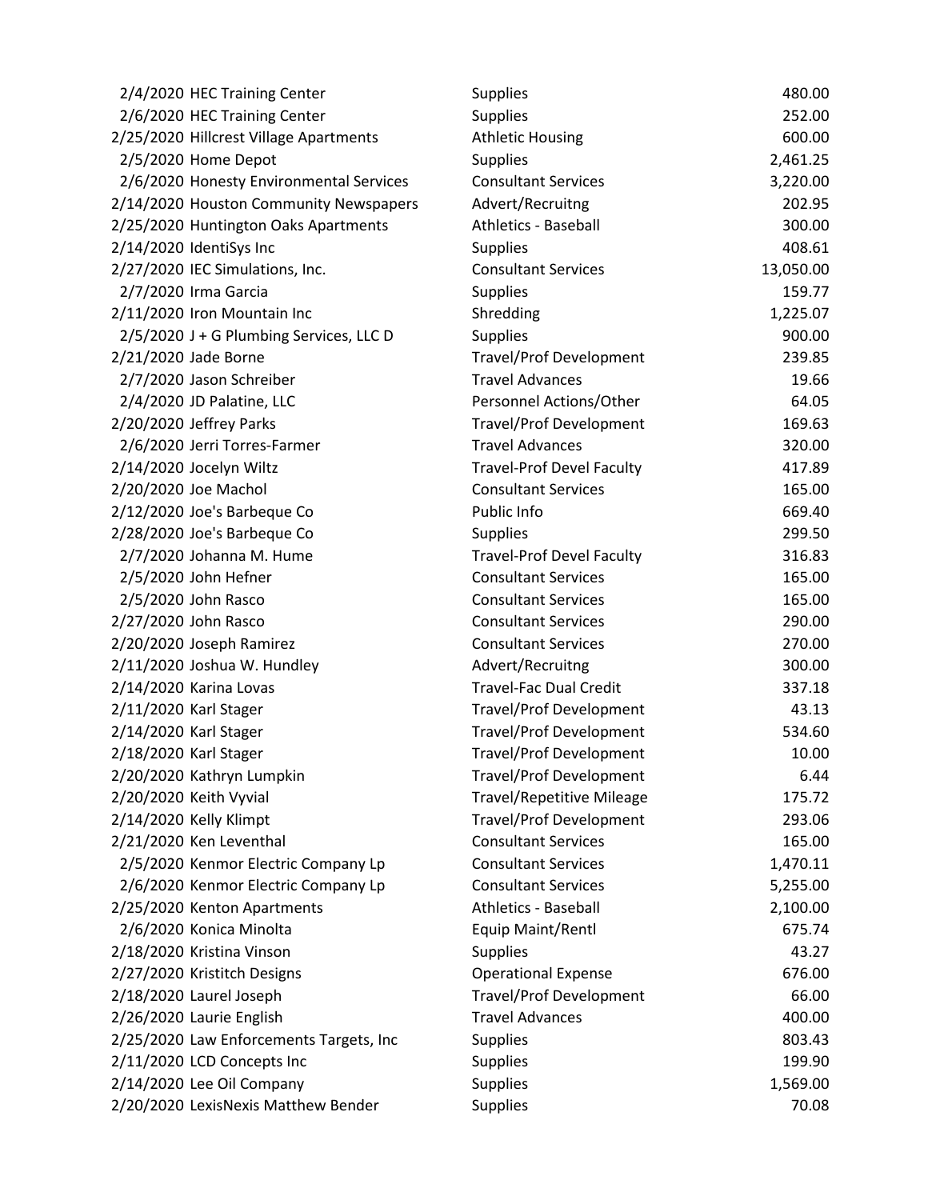| | | | |
|---|---|---|---|
| 2/4/2020 | HEC Training Center | Supplies | 480.00 |
| 2/6/2020 | HEC Training Center | Supplies | 252.00 |
| 2/25/2020 | Hillcrest Village Apartments | Athletic Housing | 600.00 |
| 2/5/2020 | Home Depot | Supplies | 2,461.25 |
| 2/6/2020 | Honesty Environmental Services | Consultant Services | 3,220.00 |
| 2/14/2020 | Houston Community Newspapers | Advert/Recruitng | 202.95 |
| 2/25/2020 | Huntington Oaks Apartments | Athletics - Baseball | 300.00 |
| 2/14/2020 | IdentiSys Inc | Supplies | 408.61 |
| 2/27/2020 | IEC Simulations, Inc. | Consultant Services | 13,050.00 |
| 2/7/2020 | Irma Garcia | Supplies | 159.77 |
| 2/11/2020 | Iron Mountain Inc | Shredding | 1,225.07 |
| 2/5/2020 | J + G Plumbing Services, LLC D | Supplies | 900.00 |
| 2/21/2020 | Jade Borne | Travel/Prof Development | 239.85 |
| 2/7/2020 | Jason Schreiber | Travel Advances | 19.66 |
| 2/4/2020 | JD Palatine, LLC | Personnel Actions/Other | 64.05 |
| 2/20/2020 | Jeffrey Parks | Travel/Prof Development | 169.63 |
| 2/6/2020 | Jerri Torres-Farmer | Travel Advances | 320.00 |
| 2/14/2020 | Jocelyn Wiltz | Travel-Prof Devel Faculty | 417.89 |
| 2/20/2020 | Joe Machol | Consultant Services | 165.00 |
| 2/12/2020 | Joe's Barbeque Co | Public Info | 669.40 |
| 2/28/2020 | Joe's Barbeque Co | Supplies | 299.50 |
| 2/7/2020 | Johanna M. Hume | Travel-Prof Devel Faculty | 316.83 |
| 2/5/2020 | John Hefner | Consultant Services | 165.00 |
| 2/5/2020 | John Rasco | Consultant Services | 165.00 |
| 2/27/2020 | John Rasco | Consultant Services | 290.00 |
| 2/20/2020 | Joseph Ramirez | Consultant Services | 270.00 |
| 2/11/2020 | Joshua W. Hundley | Advert/Recruitng | 300.00 |
| 2/14/2020 | Karina Lovas | Travel-Fac Dual Credit | 337.18 |
| 2/11/2020 | Karl Stager | Travel/Prof Development | 43.13 |
| 2/14/2020 | Karl Stager | Travel/Prof Development | 534.60 |
| 2/18/2020 | Karl Stager | Travel/Prof Development | 10.00 |
| 2/20/2020 | Kathryn Lumpkin | Travel/Prof Development | 6.44 |
| 2/20/2020 | Keith Vyvial | Travel/Repetitive Mileage | 175.72 |
| 2/14/2020 | Kelly Klimpt | Travel/Prof Development | 293.06 |
| 2/21/2020 | Ken Leventhal | Consultant Services | 165.00 |
| 2/5/2020 | Kenmor Electric Company Lp | Consultant Services | 1,470.11 |
| 2/6/2020 | Kenmor Electric Company Lp | Consultant Services | 5,255.00 |
| 2/25/2020 | Kenton Apartments | Athletics - Baseball | 2,100.00 |
| 2/6/2020 | Konica Minolta | Equip Maint/Rentl | 675.74 |
| 2/18/2020 | Kristina Vinson | Supplies | 43.27 |
| 2/27/2020 | Kristitch Designs | Operational Expense | 676.00 |
| 2/18/2020 | Laurel Joseph | Travel/Prof Development | 66.00 |
| 2/26/2020 | Laurie English | Travel Advances | 400.00 |
| 2/25/2020 | Law Enforcements Targets, Inc | Supplies | 803.43 |
| 2/11/2020 | LCD Concepts Inc | Supplies | 199.90 |
| 2/14/2020 | Lee Oil Company | Supplies | 1,569.00 |
| 2/20/2020 | LexisNexis Matthew Bender | Supplies | 70.08 |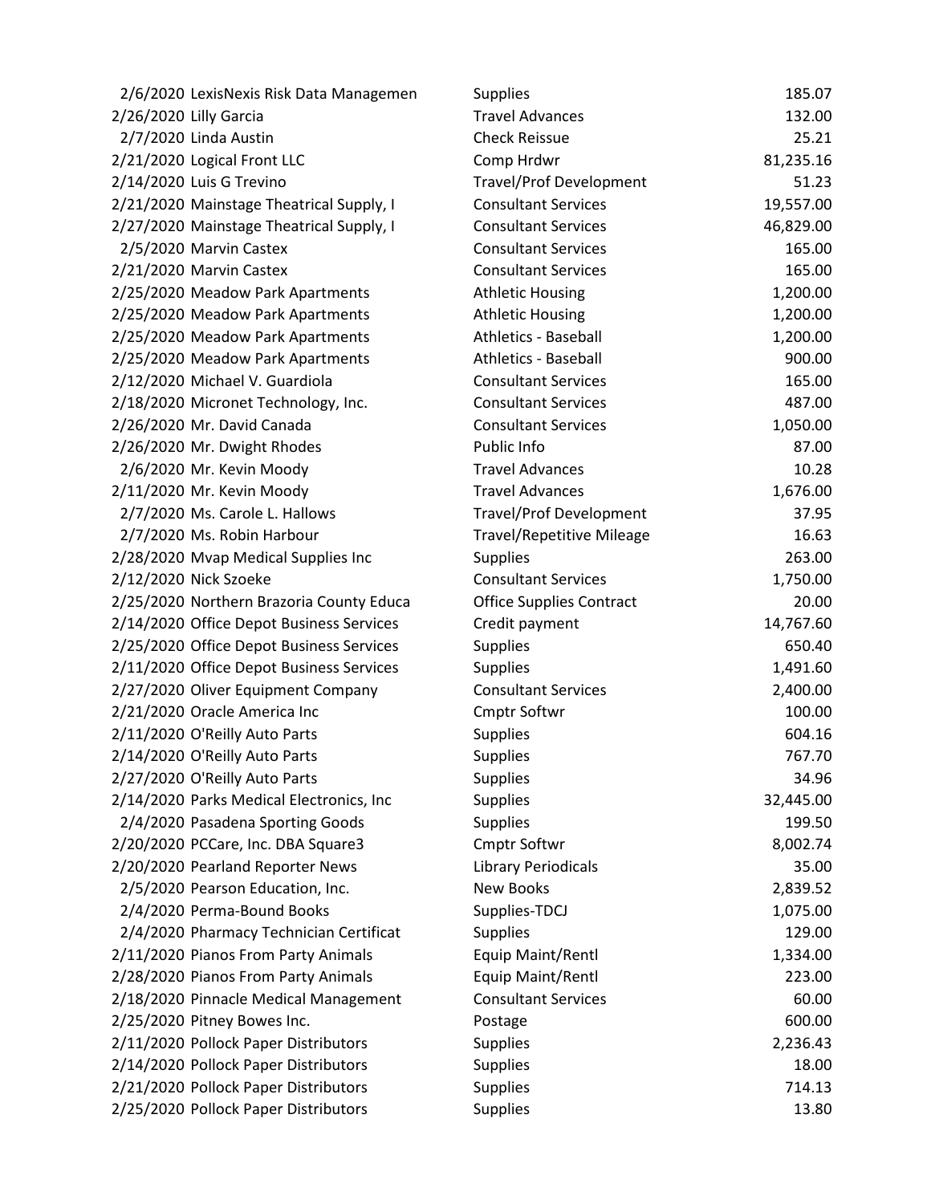| | | | |
|---|---|---|---|
| 2/6/2020 | LexisNexis Risk Data Managemen | Supplies | 185.07 |
| 2/26/2020 | Lilly Garcia | Travel Advances | 132.00 |
| 2/7/2020 | Linda Austin | Check Reissue | 25.21 |
| 2/21/2020 | Logical Front LLC | Comp Hrdwr | 81,235.16 |
| 2/14/2020 | Luis G Trevino | Travel/Prof Development | 51.23 |
| 2/21/2020 | Mainstage Theatrical Supply, I | Consultant Services | 19,557.00 |
| 2/27/2020 | Mainstage Theatrical Supply, I | Consultant Services | 46,829.00 |
| 2/5/2020 | Marvin Castex | Consultant Services | 165.00 |
| 2/21/2020 | Marvin Castex | Consultant Services | 165.00 |
| 2/25/2020 | Meadow Park Apartments | Athletic Housing | 1,200.00 |
| 2/25/2020 | Meadow Park Apartments | Athletic Housing | 1,200.00 |
| 2/25/2020 | Meadow Park Apartments | Athletics - Baseball | 1,200.00 |
| 2/25/2020 | Meadow Park Apartments | Athletics - Baseball | 900.00 |
| 2/12/2020 | Michael V. Guardiola | Consultant Services | 165.00 |
| 2/18/2020 | Micronet Technology, Inc. | Consultant Services | 487.00 |
| 2/26/2020 | Mr. David Canada | Consultant Services | 1,050.00 |
| 2/26/2020 | Mr. Dwight Rhodes | Public Info | 87.00 |
| 2/6/2020 | Mr. Kevin Moody | Travel Advances | 10.28 |
| 2/11/2020 | Mr. Kevin Moody | Travel Advances | 1,676.00 |
| 2/7/2020 | Ms. Carole L. Hallows | Travel/Prof Development | 37.95 |
| 2/7/2020 | Ms. Robin Harbour | Travel/Repetitive Mileage | 16.63 |
| 2/28/2020 | Mvap Medical Supplies Inc | Supplies | 263.00 |
| 2/12/2020 | Nick Szoeke | Consultant Services | 1,750.00 |
| 2/25/2020 | Northern Brazoria County Educa | Office Supplies Contract | 20.00 |
| 2/14/2020 | Office Depot Business Services | Credit payment | 14,767.60 |
| 2/25/2020 | Office Depot Business Services | Supplies | 650.40 |
| 2/11/2020 | Office Depot Business Services | Supplies | 1,491.60 |
| 2/27/2020 | Oliver Equipment Company | Consultant Services | 2,400.00 |
| 2/21/2020 | Oracle America Inc | Cmptr Softwr | 100.00 |
| 2/11/2020 | O'Reilly Auto Parts | Supplies | 604.16 |
| 2/14/2020 | O'Reilly Auto Parts | Supplies | 767.70 |
| 2/27/2020 | O'Reilly Auto Parts | Supplies | 34.96 |
| 2/14/2020 | Parks Medical Electronics, Inc | Supplies | 32,445.00 |
| 2/4/2020 | Pasadena Sporting Goods | Supplies | 199.50 |
| 2/20/2020 | PCCare, Inc. DBA Square3 | Cmptr Softwr | 8,002.74 |
| 2/20/2020 | Pearland Reporter News | Library Periodicals | 35.00 |
| 2/5/2020 | Pearson Education, Inc. | New Books | 2,839.52 |
| 2/4/2020 | Perma-Bound Books | Supplies-TDCJ | 1,075.00 |
| 2/4/2020 | Pharmacy Technician Certificat | Supplies | 129.00 |
| 2/11/2020 | Pianos From Party Animals | Equip Maint/Rentl | 1,334.00 |
| 2/28/2020 | Pianos From Party Animals | Equip Maint/Rentl | 223.00 |
| 2/18/2020 | Pinnacle Medical Management | Consultant Services | 60.00 |
| 2/25/2020 | Pitney Bowes Inc. | Postage | 600.00 |
| 2/11/2020 | Pollock Paper Distributors | Supplies | 2,236.43 |
| 2/14/2020 | Pollock Paper Distributors | Supplies | 18.00 |
| 2/21/2020 | Pollock Paper Distributors | Supplies | 714.13 |
| 2/25/2020 | Pollock Paper Distributors | Supplies | 13.80 |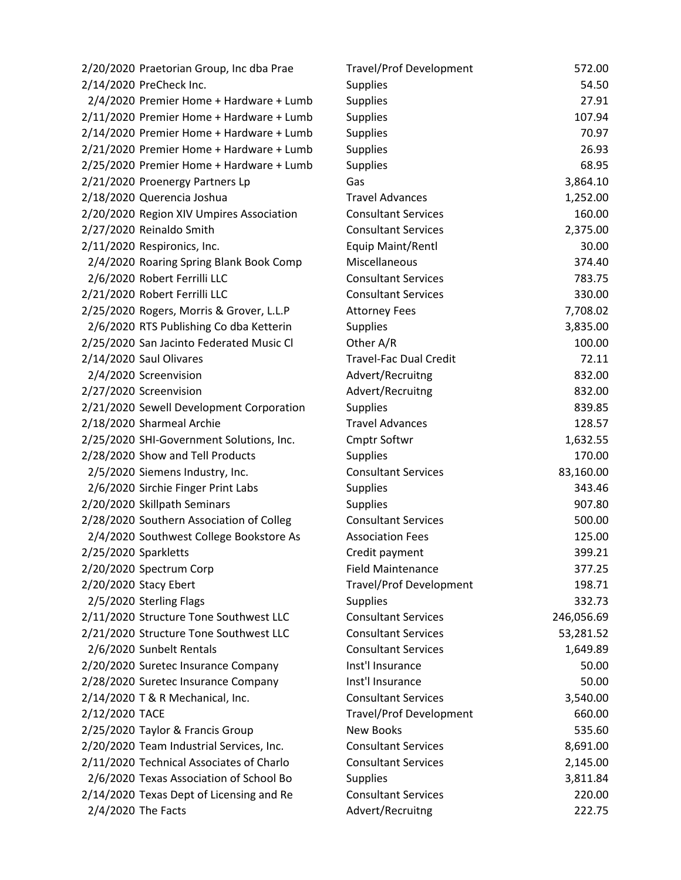| | | | |
|---|---|---|---|
| 2/20/2020 | Praetorian Group, Inc dba Prae | Travel/Prof Development | 572.00 |
| 2/14/2020 | PreCheck Inc. | Supplies | 54.50 |
| 2/4/2020 | Premier Home + Hardware + Lumb | Supplies | 27.91 |
| 2/11/2020 | Premier Home + Hardware + Lumb | Supplies | 107.94 |
| 2/14/2020 | Premier Home + Hardware + Lumb | Supplies | 70.97 |
| 2/21/2020 | Premier Home + Hardware + Lumb | Supplies | 26.93 |
| 2/25/2020 | Premier Home + Hardware + Lumb | Supplies | 68.95 |
| 2/21/2020 | Proenergy Partners Lp | Gas | 3,864.10 |
| 2/18/2020 | Querencia Joshua | Travel Advances | 1,252.00 |
| 2/20/2020 | Region XIV Umpires Association | Consultant Services | 160.00 |
| 2/27/2020 | Reinaldo Smith | Consultant Services | 2,375.00 |
| 2/11/2020 | Respironics, Inc. | Equip Maint/Rentl | 30.00 |
| 2/4/2020 | Roaring Spring Blank Book Comp | Miscellaneous | 374.40 |
| 2/6/2020 | Robert Ferrilli LLC | Consultant Services | 783.75 |
| 2/21/2020 | Robert Ferrilli LLC | Consultant Services | 330.00 |
| 2/25/2020 | Rogers, Morris & Grover, L.L.P | Attorney Fees | 7,708.02 |
| 2/6/2020 | RTS Publishing Co dba Ketterin | Supplies | 3,835.00 |
| 2/25/2020 | San Jacinto Federated Music Cl | Other A/R | 100.00 |
| 2/14/2020 | Saul Olivares | Travel-Fac Dual Credit | 72.11 |
| 2/4/2020 | Screenvision | Advert/Recruitng | 832.00 |
| 2/27/2020 | Screenvision | Advert/Recruitng | 832.00 |
| 2/21/2020 | Sewell Development Corporation | Supplies | 839.85 |
| 2/18/2020 | Sharmeal Archie | Travel Advances | 128.57 |
| 2/25/2020 | SHI-Government Solutions, Inc. | Cmptr Softwr | 1,632.55 |
| 2/28/2020 | Show and Tell Products | Supplies | 170.00 |
| 2/5/2020 | Siemens Industry, Inc. | Consultant Services | 83,160.00 |
| 2/6/2020 | Sirchie Finger Print Labs | Supplies | 343.46 |
| 2/20/2020 | Skillpath Seminars | Supplies | 907.80 |
| 2/28/2020 | Southern Association of Colleg | Consultant Services | 500.00 |
| 2/4/2020 | Southwest College Bookstore As | Association Fees | 125.00 |
| 2/25/2020 | Sparkletts | Credit payment | 399.21 |
| 2/20/2020 | Spectrum Corp | Field Maintenance | 377.25 |
| 2/20/2020 | Stacy Ebert | Travel/Prof Development | 198.71 |
| 2/5/2020 | Sterling Flags | Supplies | 332.73 |
| 2/11/2020 | Structure Tone Southwest LLC | Consultant Services | 246,056.69 |
| 2/21/2020 | Structure Tone Southwest LLC | Consultant Services | 53,281.52 |
| 2/6/2020 | Sunbelt Rentals | Consultant Services | 1,649.89 |
| 2/20/2020 | Suretec Insurance Company | Inst'l Insurance | 50.00 |
| 2/28/2020 | Suretec Insurance Company | Inst'l Insurance | 50.00 |
| 2/14/2020 | T & R Mechanical, Inc. | Consultant Services | 3,540.00 |
| 2/12/2020 | TACE | Travel/Prof Development | 660.00 |
| 2/25/2020 | Taylor & Francis Group | New Books | 535.60 |
| 2/20/2020 | Team Industrial Services, Inc. | Consultant Services | 8,691.00 |
| 2/11/2020 | Technical Associates of Charlo | Consultant Services | 2,145.00 |
| 2/6/2020 | Texas Association of School Bo | Supplies | 3,811.84 |
| 2/14/2020 | Texas Dept of Licensing and Re | Consultant Services | 220.00 |
| 2/4/2020 | The Facts | Advert/Recruitng | 222.75 |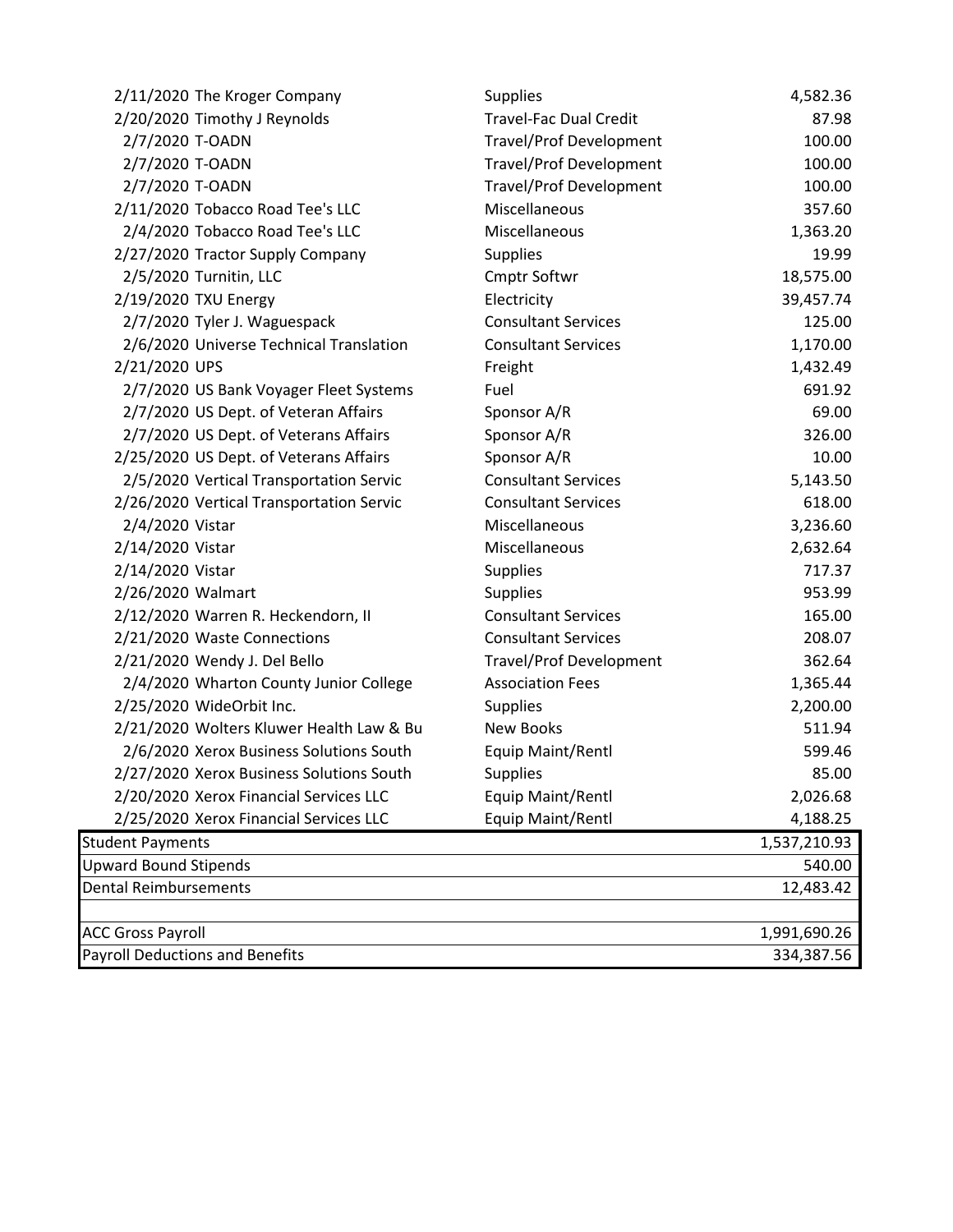| | | | |
|---|---|---|---|
| 2/11/2020 | The Kroger Company | Supplies | 4,582.36 |
| 2/20/2020 | Timothy J Reynolds | Travel-Fac Dual Credit | 87.98 |
| 2/7/2020 | T-OADN | Travel/Prof Development | 100.00 |
| 2/7/2020 | T-OADN | Travel/Prof Development | 100.00 |
| 2/7/2020 | T-OADN | Travel/Prof Development | 100.00 |
| 2/11/2020 | Tobacco Road Tee's LLC | Miscellaneous | 357.60 |
| 2/4/2020 | Tobacco Road Tee's LLC | Miscellaneous | 1,363.20 |
| 2/27/2020 | Tractor Supply Company | Supplies | 19.99 |
| 2/5/2020 | Turnitin, LLC | Cmptr Softwr | 18,575.00 |
| 2/19/2020 | TXU Energy | Electricity | 39,457.74 |
| 2/7/2020 | Tyler J. Waguespack | Consultant Services | 125.00 |
| 2/6/2020 | Universe Technical Translation | Consultant Services | 1,170.00 |
| 2/21/2020 | UPS | Freight | 1,432.49 |
| 2/7/2020 | US Bank Voyager Fleet Systems | Fuel | 691.92 |
| 2/7/2020 | US Dept. of Veteran Affairs | Sponsor A/R | 69.00 |
| 2/7/2020 | US Dept. of Veterans Affairs | Sponsor A/R | 326.00 |
| 2/25/2020 | US Dept. of Veterans Affairs | Sponsor A/R | 10.00 |
| 2/5/2020 | Vertical Transportation Servic | Consultant Services | 5,143.50 |
| 2/26/2020 | Vertical Transportation Servic | Consultant Services | 618.00 |
| 2/4/2020 | Vistar | Miscellaneous | 3,236.60 |
| 2/14/2020 | Vistar | Miscellaneous | 2,632.64 |
| 2/14/2020 | Vistar | Supplies | 717.37 |
| 2/26/2020 | Walmart | Supplies | 953.99 |
| 2/12/2020 | Warren R. Heckendorn, II | Consultant Services | 165.00 |
| 2/21/2020 | Waste Connections | Consultant Services | 208.07 |
| 2/21/2020 | Wendy J. Del Bello | Travel/Prof Development | 362.64 |
| 2/4/2020 | Wharton County Junior College | Association Fees | 1,365.44 |
| 2/25/2020 | WideOrbit Inc. | Supplies | 2,200.00 |
| 2/21/2020 | Wolters Kluwer Health Law & Bu | New Books | 511.94 |
| 2/6/2020 | Xerox Business Solutions South | Equip Maint/Rentl | 599.46 |
| 2/27/2020 | Xerox Business Solutions South | Supplies | 85.00 |
| 2/20/2020 | Xerox Financial Services LLC | Equip Maint/Rentl | 2,026.68 |
| 2/25/2020 | Xerox Financial Services LLC | Equip Maint/Rentl | 4,188.25 |

| | |
|---|---|
| Student Payments | 1,537,210.93 |
| Upward Bound Stipends | 540.00 |
| Dental Reimbursements | 12,483.42 |
| | |
| ACC Gross Payroll | 1,991,690.26 |
| Payroll Deductions and Benefits | 334,387.56 |